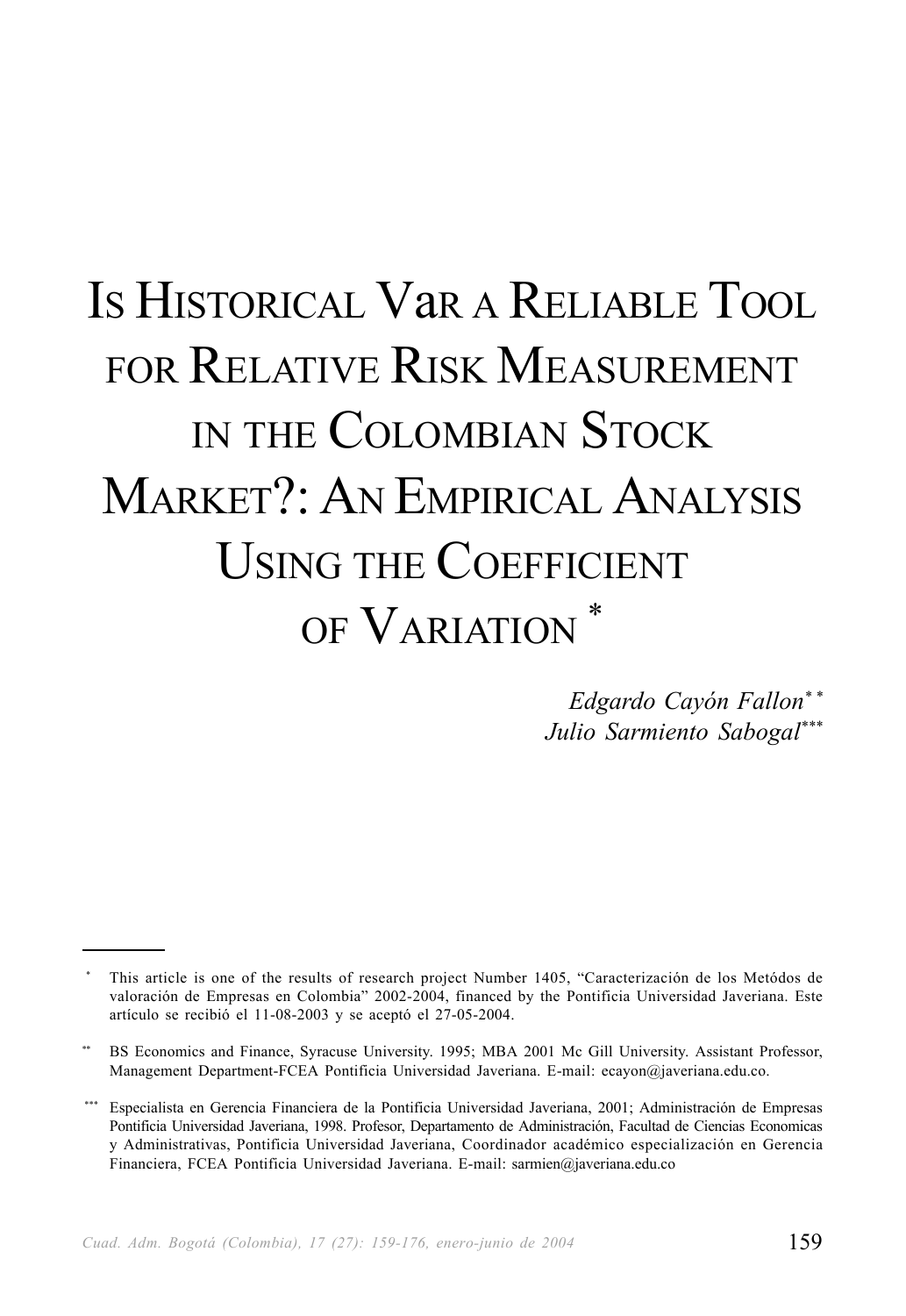# IS HISTORICAL VaR A RELIABLE TOOL FOR RELATIVE RISK MEASUREMENT IN THE COLOMBIAN STOCK MARKET?: AN EMPIRICAL ANALYSIS USING THE COEFFICIENT OF VARIATION [*]

*Edgardo Cayón Fallon* [**]
*Julio Sarmiento Sabogal* [***]

---

[*] This article is one of the results of research project Number 1405, "Caracterización de los Metódos de valoración de Empresas en Colombia" 2002-2004, financed by the Pontificia Universidad Javeriana. Este artículo se recibió el 11-08-2003 y se aceptó el 27-05-2004.

[**] BS Economics and Finance, Syracuse University. 1995; MBA 2001 Mc Gill University. Assistant Professor, Management Department-FCEA Pontificia Universidad Javeriana. E-mail: ecayon@javeriana.edu.co.

[***] Especialista en Gerencia Financiera de la Pontificia Universidad Javeriana, 2001; Administración de Empresas Pontificia Universidad Javeriana, 1998. Profesor, Departamento de Administración, Facultad de Ciencias Economicas y Administrativas, Pontificia Universidad Javeriana, Coordinador académico especialización en Gerencia Financiera, FCEA Pontificia Universidad Javeriana. E-mail: sarmien@javeriana.edu.co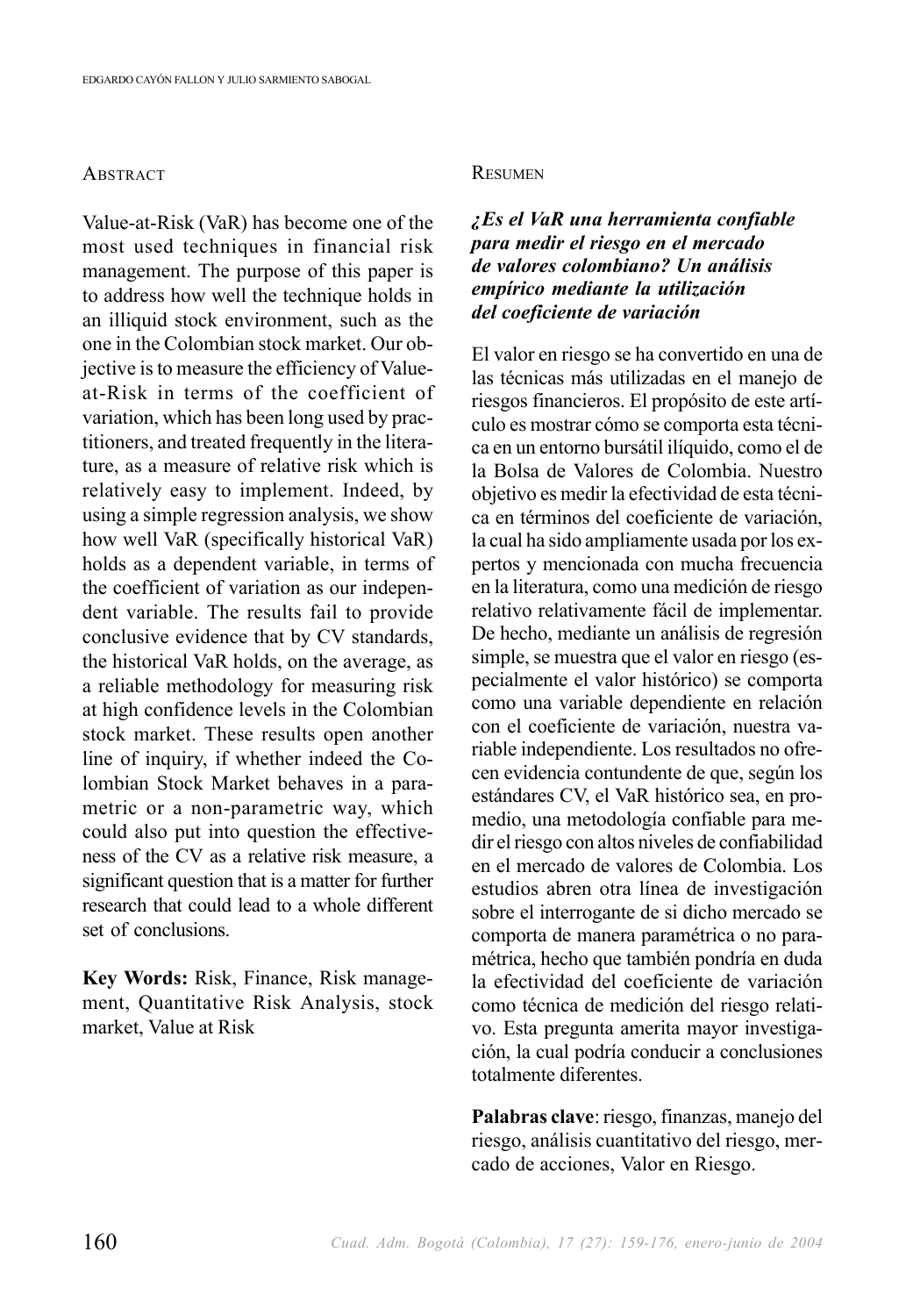## Abstract

Value-at-Risk (VaR) has become one of the most used techniques in financial risk management. The purpose of this paper is to address how well the technique holds in an illiquid stock environment, such as the one in the Colombian stock market. Our objective is to measure the efficiency of Value-at-Risk in terms of the coefficient of variation, which has been long used by practitioners, and treated frequently in the literature, as a measure of relative risk which is relatively easy to implement. Indeed, by using a simple regression analysis, we show how well VaR (specifically historical VaR) holds as a dependent variable, in terms of the coefficient of variation as our independent variable. The results fail to provide conclusive evidence that by CV standards, the historical VaR holds, on the average, as a reliable methodology for measuring risk at high confidence levels in the Colombian stock market. These results open another line of inquiry, if whether indeed the Colombian Stock Market behaves in a parametric or a non-parametric way, which could also put into question the effectiveness of the CV as a relative risk measure, a significant question that is a matter for further research that could lead to a whole different set of conclusions.

**Key Words:** Risk, Finance, Risk management, Quantitative Risk Analysis, stock market, Value at Risk

## Resumen

***¿Es el VaR una herramienta confiable para medir el riesgo en el mercado de valores colombiano? Un análisis empírico mediante la utilización del coeficiente de variación***

El valor en riesgo se ha convertido en una de las técnicas más utilizadas en el manejo de riesgos financieros. El propósito de este artículo es mostrar cómo se comporta esta técnica en un entorno bursátil ilíquido, como el de la Bolsa de Valores de Colombia. Nuestro objetivo es medir la efectividad de esta técnica en términos del coeficiente de variación, la cual ha sido ampliamente usada por los expertos y mencionada con mucha frecuencia en la literatura, como una medición de riesgo relativo relativamente fácil de implementar. De hecho, mediante un análisis de regresión simple, se muestra que el valor en riesgo (especialmente el valor histórico) se comporta como una variable dependiente en relación con el coeficiente de variación, nuestra variable independiente. Los resultados no ofrecen evidencia contundente de que, según los estándares CV, el VaR histórico sea, en promedio, una metodología confiable para medir el riesgo con altos niveles de confiabilidad en el mercado de valores de Colombia. Los estudios abren otra línea de investigación sobre el interrogante de si dicho mercado se comporta de manera paramétrica o no paramétrica, hecho que también pondría en duda la efectividad del coeficiente de variación como técnica de medición del riesgo relativo. Esta pregunta amerita mayor investigación, la cual podría conducir a conclusiones totalmente diferentes.

**Palabras clave**: riesgo, finanzas, manejo del riesgo, análisis cuantitativo del riesgo, mercado de acciones, Valor en Riesgo.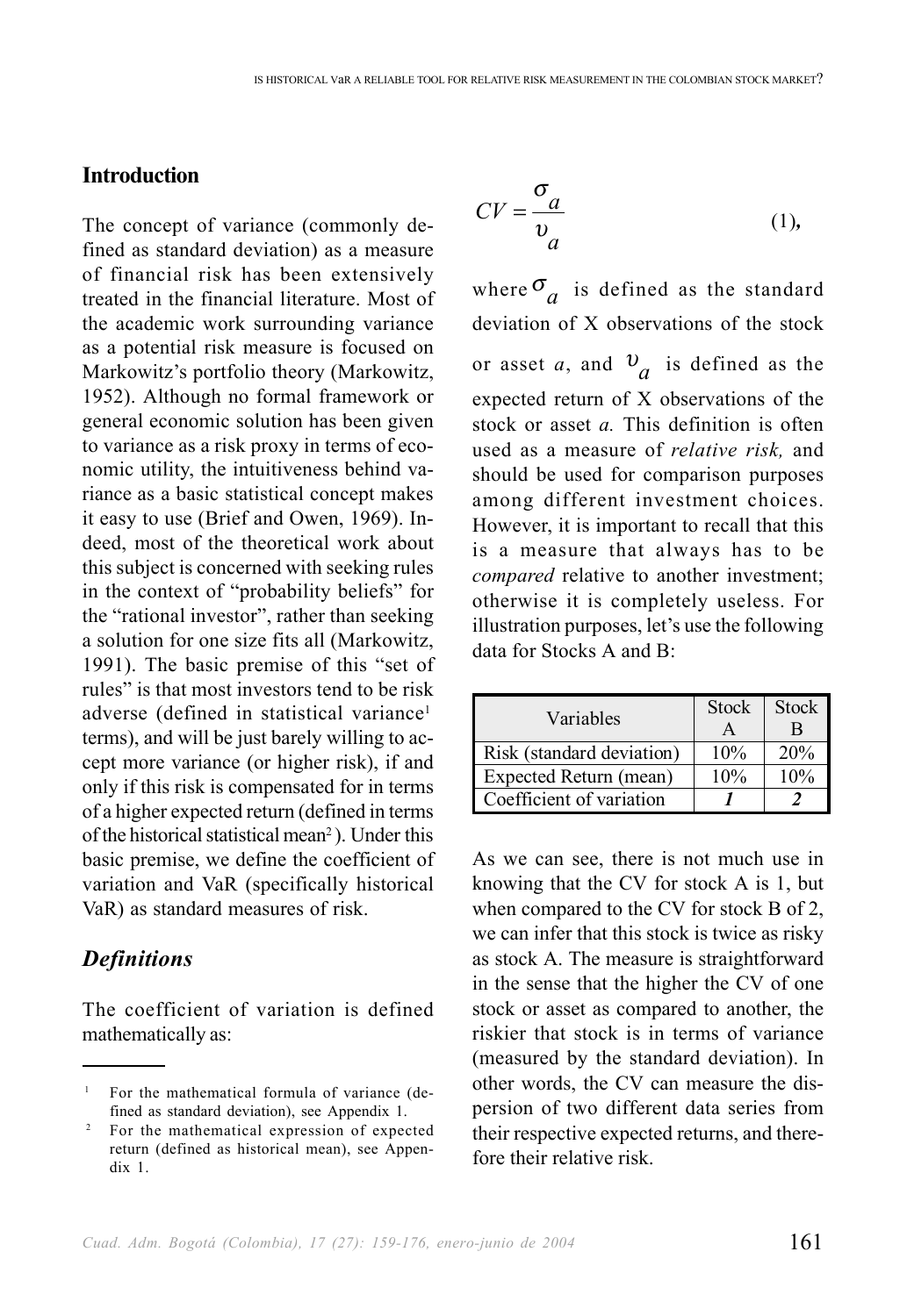## Introduction

The concept of variance (commonly defined as standard deviation) as a measure of financial risk has been extensively treated in the financial literature. Most of the academic work surrounding variance as a potential risk measure is focused on Markowitz's portfolio theory (Markowitz, 1952). Although no formal framework or general economic solution has been given to variance as a risk proxy in terms of economic utility, the intuitiveness behind variance as a basic statistical concept makes it easy to use (Brief and Owen, 1969). Indeed, most of the theoretical work about this subject is concerned with seeking rules in the context of "probability beliefs" for the "rational investor", rather than seeking a solution for one size fits all (Markowitz, 1991). The basic premise of this "set of rules" is that most investors tend to be risk adverse (defined in statistical variance[1] terms), and will be just barely willing to accept more variance (or higher risk), if and only if this risk is compensated for in terms of a higher expected return (defined in terms of the historical statistical mean[2]). Under this basic premise, we define the coefficient of variation and VaR (specifically historical VaR) as standard measures of risk.

### *Definitions*

The coefficient of variation is defined mathematically as:

$$CV = \frac{\sigma_a}{\upsilon_a} \qquad (1),$$

where $\sigma_a$ is defined as the standard deviation of X observations of the stock or asset *a*, and $\upsilon_a$ is defined as the expected return of X observations of the stock or asset *a.* This definition is often used as a measure of *relative risk,* and should be used for comparison purposes among different investment choices. However, it is important to recall that this is a measure that always has to be *compared* relative to another investment; otherwise it is completely useless. For illustration purposes, let's use the following data for Stocks A and B:

| Variables | Stock A | Stock B |
|---|---|---|
| Risk (standard deviation) | 10% | 20% |
| Expected Return (mean) | 10% | 10% |
| Coefficient of variation | ***1*** | ***2*** |

As we can see, there is not much use in knowing that the CV for stock A is 1, but when compared to the CV for stock B of 2, we can infer that this stock is twice as risky as stock A. The measure is straightforward in the sense that the higher the CV of one stock or asset as compared to another, the riskier that stock is in terms of variance (measured by the standard deviation). In other words, the CV can measure the dispersion of two different data series from their respective expected returns, and therefore their relative risk.

---

[1] For the mathematical formula of variance (defined as standard deviation), see Appendix 1.

[2] For the mathematical expression of expected return (defined as historical mean), see Appendix 1.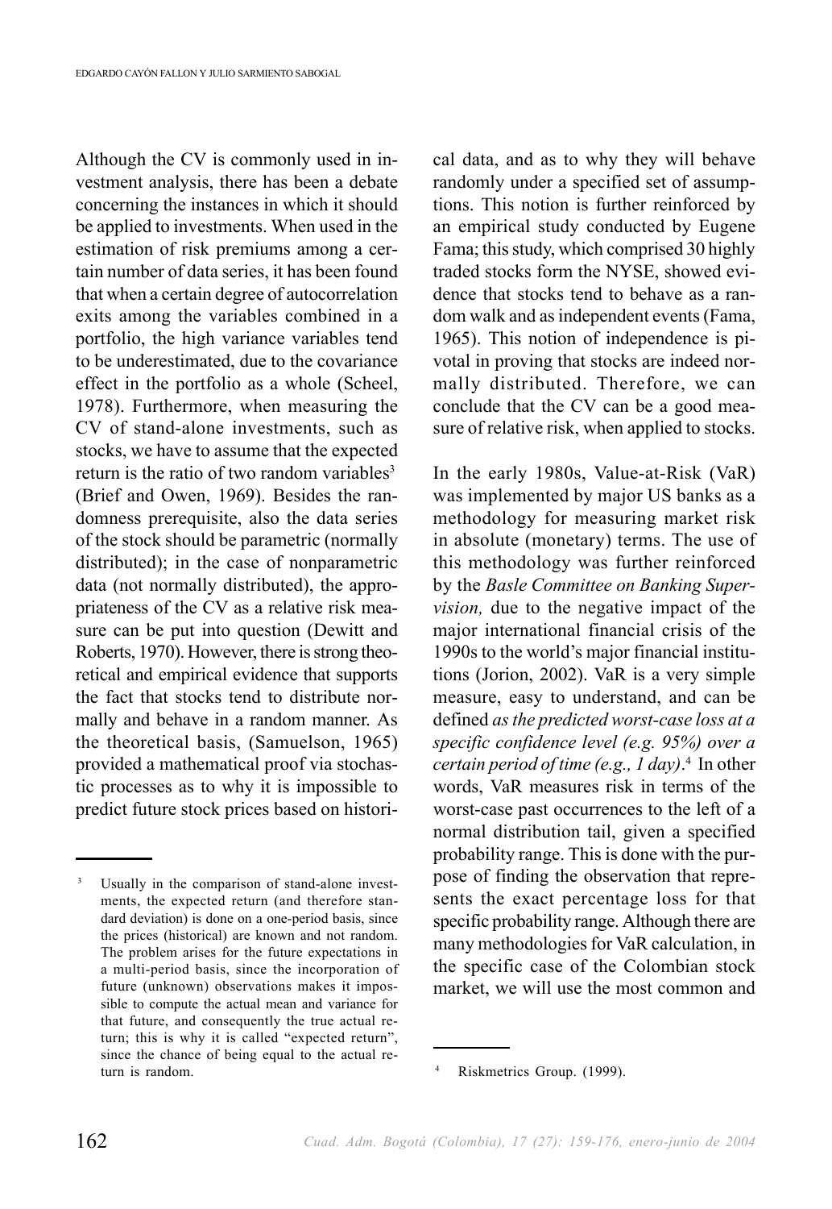Although the CV is commonly used in investment analysis, there has been a debate concerning the instances in which it should be applied to investments. When used in the estimation of risk premiums among a certain number of data series, it has been found that when a certain degree of autocorrelation exits among the variables combined in a portfolio, the high variance variables tend to be underestimated, due to the covariance effect in the portfolio as a whole (Scheel, 1978). Furthermore, when measuring the CV of stand-alone investments, such as stocks, we have to assume that the expected return is the ratio of two random variables[3] (Brief and Owen, 1969). Besides the randomness prerequisite, also the data series of the stock should be parametric (normally distributed); in the case of nonparametric data (not normally distributed), the appropriateness of the CV as a relative risk measure can be put into question (Dewitt and Roberts, 1970). However, there is strong theoretical and empirical evidence that supports the fact that stocks tend to distribute normally and behave in a random manner. As the theoretical basis, (Samuelson, 1965) provided a mathematical proof via stochastic processes as to why it is impossible to predict future stock prices based on historical data, and as to why they will behave randomly under a specified set of assumptions. This notion is further reinforced by an empirical study conducted by Eugene Fama; this study, which comprised 30 highly traded stocks form the NYSE, showed evidence that stocks tend to behave as a random walk and as independent events (Fama, 1965). This notion of independence is pivotal in proving that stocks are indeed normally distributed. Therefore, we can conclude that the CV can be a good measure of relative risk, when applied to stocks.

In the early 1980s, Value-at-Risk (VaR) was implemented by major US banks as a methodology for measuring market risk in absolute (monetary) terms. The use of this methodology was further reinforced by the *Basle Committee on Banking Supervision,* due to the negative impact of the major international financial crisis of the 1990s to the world's major financial institutions (Jorion, 2002). VaR is a very simple measure, easy to understand, and can be defined *as the predicted worst-case loss at a specific confidence level (e.g. 95%) over a certain period of time (e.g., 1 day)*.[4] In other words, VaR measures risk in terms of the worst-case past occurrences to the left of a normal distribution tail, given a specified probability range. This is done with the purpose of finding the observation that represents the exact percentage loss for that specific probability range. Although there are many methodologies for VaR calculation, in the specific case of the Colombian stock market, we will use the most common and

---

[3] Usually in the comparison of stand-alone investments, the expected return (and therefore standard deviation) is done on a one-period basis, since the prices (historical) are known and not random. The problem arises for the future expectations in a multi-period basis, since the incorporation of future (unknown) observations makes it impossible to compute the actual mean and variance for that future, and consequently the true actual return; this is why it is called "expected return", since the chance of being equal to the actual return is random.

[4] Riskmetrics Group. (1999).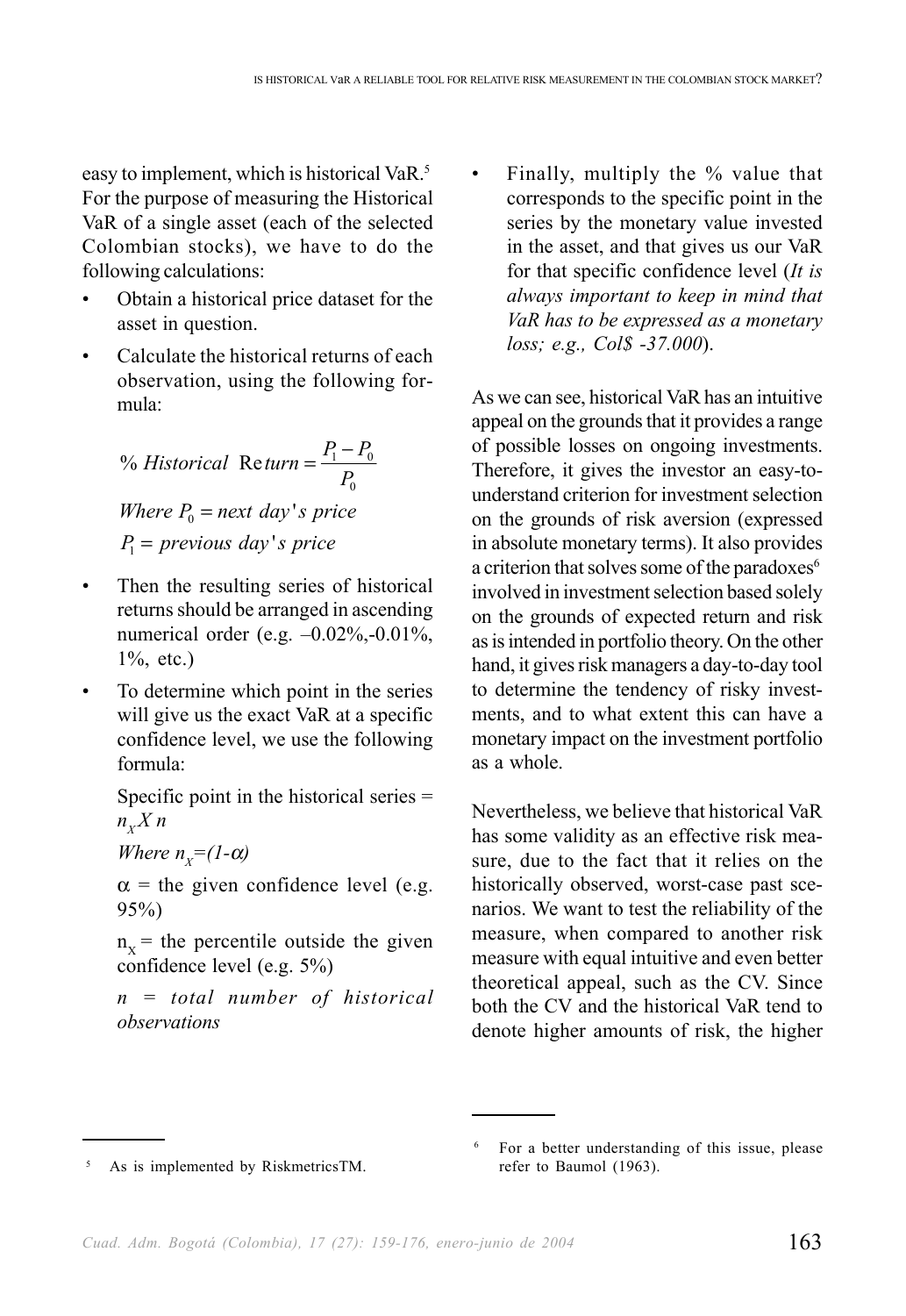easy to implement, which is historical VaR.[5] For the purpose of measuring the Historical VaR of a single asset (each of the selected Colombian stocks), we have to do the following calculations:

- Obtain a historical price dataset for the asset in question.
- Calculate the historical returns of each observation, using the following formula:

  $$\%\ Historical\ \text{Re}turn = \frac{P_1 - P_0}{P_0}$$

  $$Where\ P_0 = next\ day's\ price$$

  $$P_1 = previous\ day's\ price$$

- Then the resulting series of historical returns should be arranged in ascending numerical order (e.g. –0.02%,-0.01%, 1%, etc.)
- To determine which point in the series will give us the exact VaR at a specific confidence level, we use the following formula:

  Specific point in the historical series = $n_X X\ n$

  *Where* $n_X=(1-\alpha)$

  $\alpha$ = the given confidence level (e.g. 95%)

  $n_X$ = the percentile outside the given confidence level (e.g. 5%)

  *n = total number of historical observations*

- Finally, multiply the % value that corresponds to the specific point in the series by the monetary value invested in the asset, and that gives us our VaR for that specific confidence level (*It is always important to keep in mind that VaR has to be expressed as a monetary loss; e.g., Col$ -37.000*).

As we can see, historical VaR has an intuitive appeal on the grounds that it provides a range of possible losses on ongoing investments. Therefore, it gives the investor an easy-to-understand criterion for investment selection on the grounds of risk aversion (expressed in absolute monetary terms). It also provides a criterion that solves some of the paradoxes[6] involved in investment selection based solely on the grounds of expected return and risk as is intended in portfolio theory. On the other hand, it gives risk managers a day-to-day tool to determine the tendency of risky investments, and to what extent this can have a monetary impact on the investment portfolio as a whole.

Nevertheless, we believe that historical VaR has some validity as an effective risk measure, due to the fact that it relies on the historically observed, worst-case past scenarios. We want to test the reliability of the measure, when compared to another risk measure with equal intuitive and even better theoretical appeal, such as the CV. Since both the CV and the historical VaR tend to denote higher amounts of risk, the higher

---

[5] As is implemented by RiskmetricsTM.

[6] For a better understanding of this issue, please refer to Baumol (1963).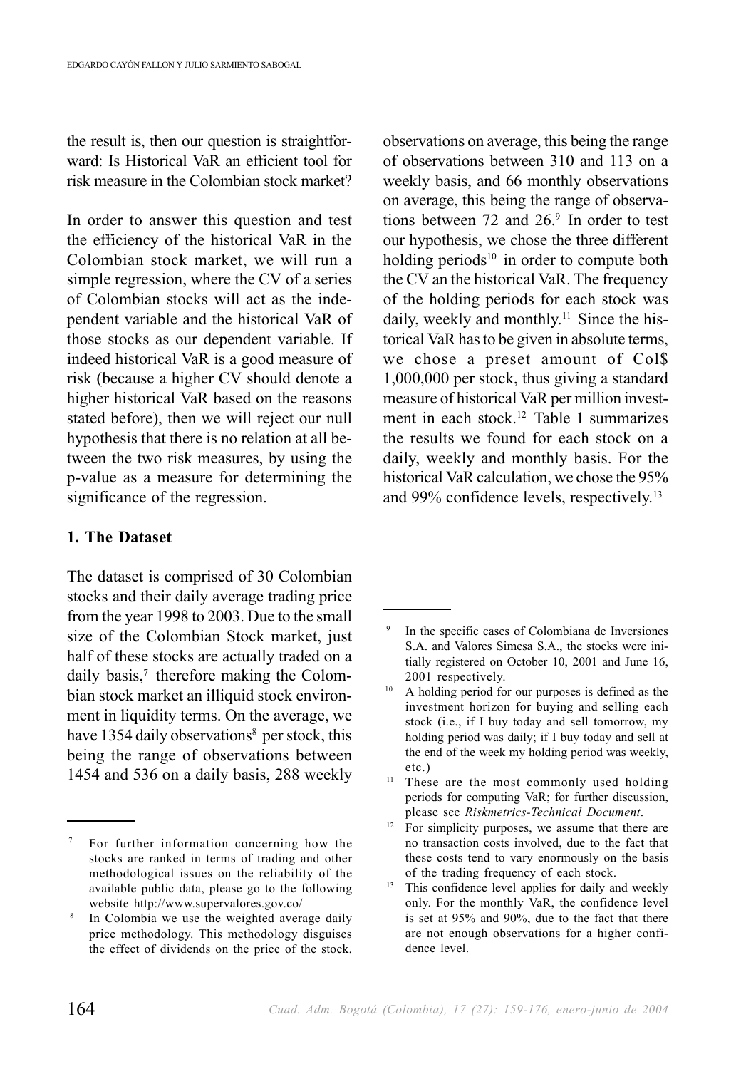the result is, then our question is straightforward: Is Historical VaR an efficient tool for risk measure in the Colombian stock market?

In order to answer this question and test the efficiency of the historical VaR in the Colombian stock market, we will run a simple regression, where the CV of a series of Colombian stocks will act as the independent variable and the historical VaR of those stocks as our dependent variable. If indeed historical VaR is a good measure of risk (because a higher CV should denote a higher historical VaR based on the reasons stated before), then we will reject our null hypothesis that there is no relation at all between the two risk measures, by using the p-value as a measure for determining the significance of the regression.

### 1. The Dataset

The dataset is comprised of 30 Colombian stocks and their daily average trading price from the year 1998 to 2003. Due to the small size of the Colombian Stock market, just half of these stocks are actually traded on a daily basis,[7] therefore making the Colombian stock market an illiquid stock environment in liquidity terms. On the average, we have 1354 daily observations[8] per stock, this being the range of observations between 1454 and 536 on a daily basis, 288 weekly observations on average, this being the range of observations between 310 and 113 on a weekly basis, and 66 monthly observations on average, this being the range of observations between 72 and 26.[9] In order to test our hypothesis, we chose the three different holding periods[10] in order to compute both the CV an the historical VaR. The frequency of the holding periods for each stock was daily, weekly and monthly.[11] Since the historical VaR has to be given in absolute terms, we chose a preset amount of Col$ 1,000,000 per stock, thus giving a standard measure of historical VaR per million investment in each stock.[12] Table 1 summarizes the results we found for each stock on a daily, weekly and monthly basis. For the historical VaR calculation, we chose the 95% and 99% confidence levels, respectively.[13]

---

[7] For further information concerning how the stocks are ranked in terms of trading and other methodological issues on the reliability of the available public data, please go to the following website http://www.supervalores.gov.co/

[8] In Colombia we use the weighted average daily price methodology. This methodology disguises the effect of dividends on the price of the stock.

[9] In the specific cases of Colombiana de Inversiones S.A. and Valores Simesa S.A., the stocks were initially registered on October 10, 2001 and June 16, 2001 respectively.

[10] A holding period for our purposes is defined as the investment horizon for buying and selling each stock (i.e., if I buy today and sell tomorrow, my holding period was daily; if I buy today and sell at the end of the week my holding period was weekly, etc.)

[11] These are the most commonly used holding periods for computing VaR; for further discussion, please see *Riskmetrics-Technical Document*.

[12] For simplicity purposes, we assume that there are no transaction costs involved, due to the fact that these costs tend to vary enormously on the basis of the trading frequency of each stock.

[13] This confidence level applies for daily and weekly only. For the monthly VaR, the confidence level is set at 95% and 90%, due to the fact that there are not enough observations for a higher confidence level.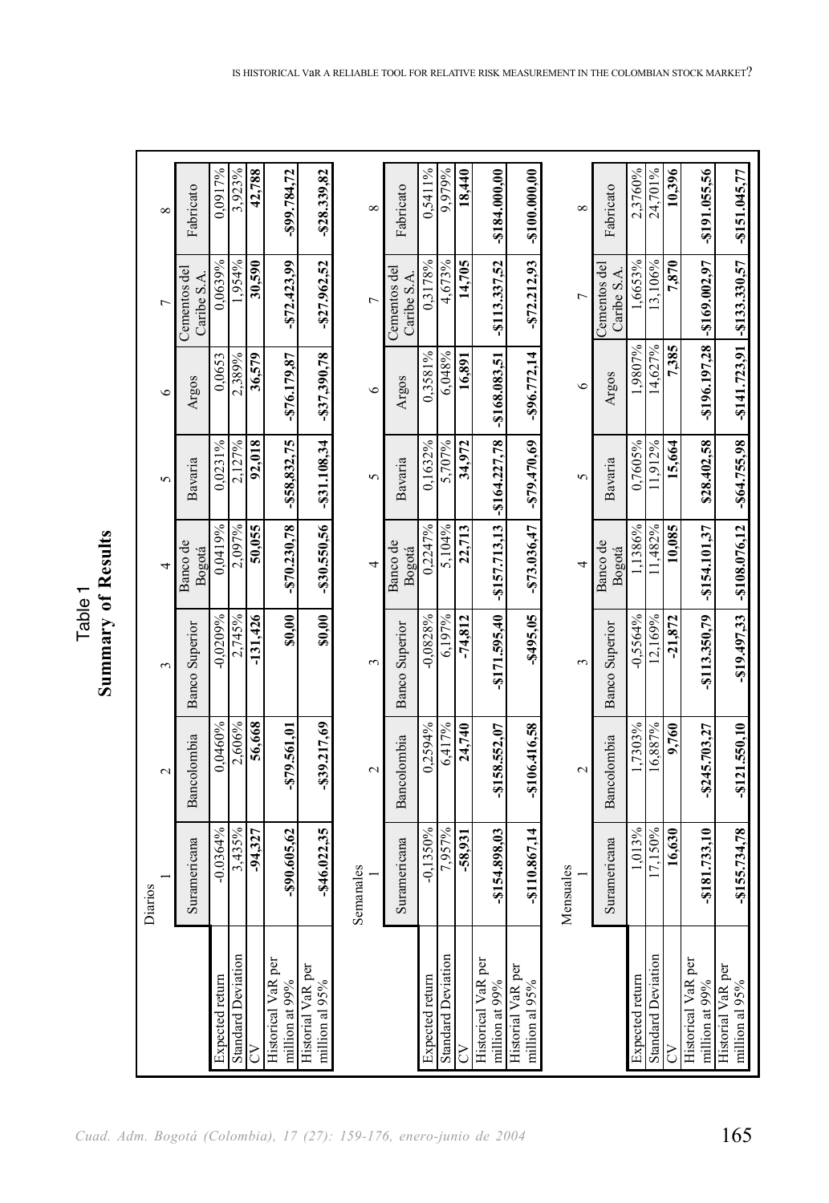# Table 1
## Summary of Results

Diarios

| | 1 | 2 | 3 | 4 | 5 | 6 | 7 | 8 |
|---|---|---|---|---|---|---|---|---|
| | Suramericana | Bancolombia | Banco Superior | Banco de Bogotá | Bavaria | Argos | Cementos del Caribe S.A. | Fabricato |
| Expected return | -0,0364% | 0,0460% | -0,0209% | 0,0419% | 0,0231% | 0,0653 | 0,0639% | 0,0917% |
| Standard Deviation | 3,435% | 2,606% | 2,745% | 2,097% | 2,127% | 2,389% | 1,954% | 3,923% |
| CV | **-94,327** | **56,668** | **-131,426** | **50,055** | **92,018** | **36,579** | **30,590** | **42,788** |
| Historical VaR per million at 99% | **-$90.605,62** | **-$79.561,01** | **$0,00** | **-$70.230,78** | **-$58.832,75** | **-$76.179,87** | **-$72.423,99** | **-$99.784,72** |
| Historial VaR per million al 95% | **-$46.022,35** | **-$39.217,69** | **$0,00** | **-$30.550,56** | **-$31.108,34** | **-$37.390,78** | **-$27.962,52** | **-$28.339,82** |

Semanales

| | 1 | 2 | 3 | 4 | 5 | 6 | 7 | 8 |
|---|---|---|---|---|---|---|---|---|
| | Suramericana | Bancolombia | Banco Superior | Banco de Bogotá | Bavaria | Argos | Cementos del Caribe S.A. | Fabricato |
| Expected return | -0,1350% | 0,2594% | -0,0828% | 0,2247% | 0,1632% | 0,3581% | 0,3178% | 0,5411% |
| Standard Deviation | 7,957% | 6,417% | 6,197% | 5,104% | 5,707% | 6,048% | 4,673% | 9,979% |
| CV | **-58,931** | **24,740** | **-74,812** | **22,713** | **34,972** | **16,891** | **14,705** | **18,440** |
| Historical VaR per million at 99% | **-$154.898,03** | **-$158.552,07** | **-$171.595,40** | **-$157.713,13** | **-$164.227,78** | **-$168.083,51** | **-$113.337,52** | **-$184.000,00** |
| Historial VaR per million al 95% | **-$110.867,14** | **-$106.416,58** | **-$495,05** | **-$73.036,47** | **-$79.470,69** | **-$96.772,14** | **-$72.212,93** | **-$100.000,00** |

Mensuales

| | 1 | 2 | 3 | 4 | 5 | 6 | 7 | 8 |
|---|---|---|---|---|---|---|---|---|
| | Suramericana | Bancolombia | Banco Superior | Banco de Bogotá | Bavaria | Argos | Cementos del Caribe S.A. | Fabricato |
| Expected return | 1,013% | 1,7303% | -0,5564% | 1,1386% | 0,7605% | 1,9807% | 1,6653% | 2,3760% |
| Standard Deviation | 17,150% | 16,887% | 12,169% | 11,482% | 11,912% | 14,627% | 13,106% | 24,701% |
| CV | **16,630** | **9,760** | **-21,872** | **10,085** | **15,664** | **7,385** | **7,870** | **10,396** |
| Historical VaR per million at 99% | **-$181.733,10** | **-$245.703,27** | **-$113.350,79** | **-$154.101,37** | **$28.402,58** | **-$196.197,28** | **-$169.002,97** | **-$191.055,56** |
| Historial VaR per million al 95% | **-$155.734,78** | **-$121.550,10** | **-$19.497,33** | **-$108.076,12** | **-$64.755,98** | **-$141.723,91** | **-$133.330,57** | **-$151.045,77** |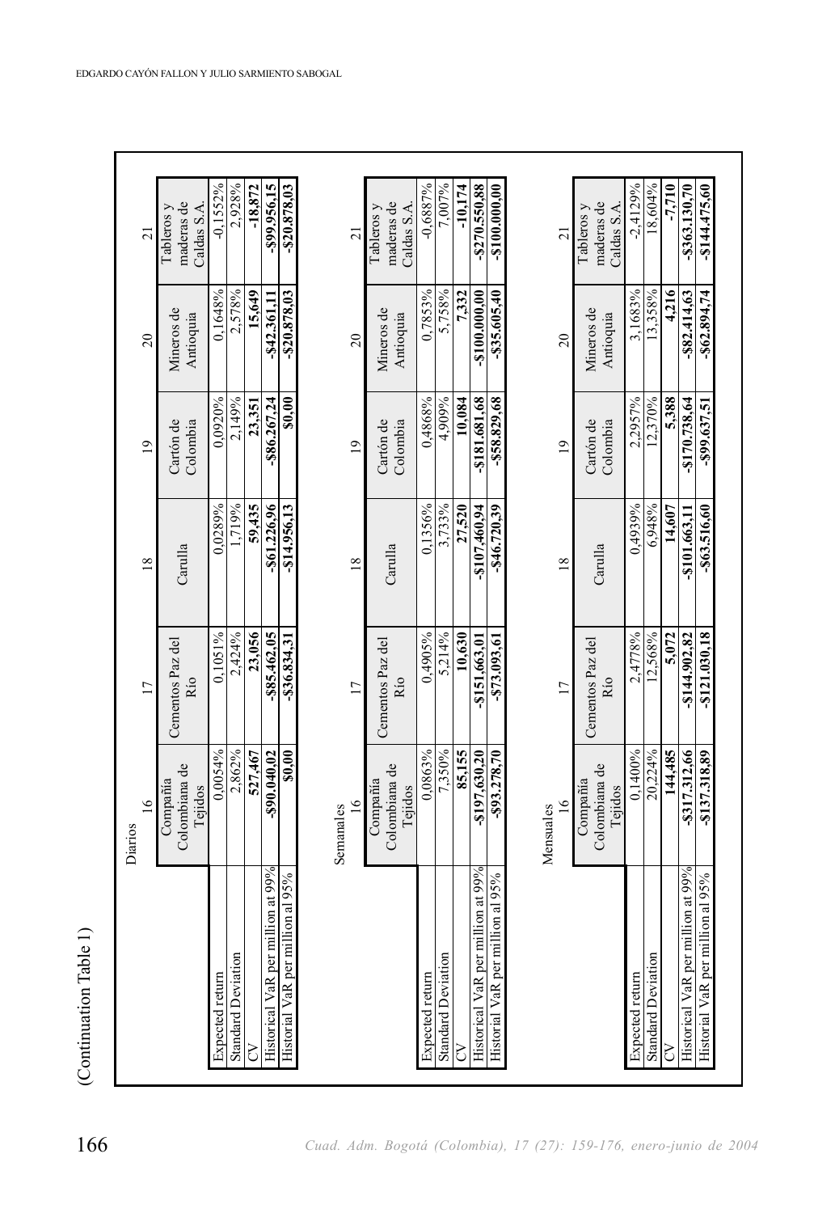(Continuation Table 1)

Diarios

| | 16 | 17 | 18 | 19 | 20 | 21 |
|---|---|---|---|---|---|---|
| | Compañía Colombiana de Tejidos | Cementos Paz del Río | Carulla | Cartón de Colombia | Mineros de Antioquia | Tableros y maderas de Caldas S.A. |
| Expected return | 0,0054% | 0,1051% | 0,0289% | 0,0920% | 0,1648% | -0,1552% |
| Standard Deviation | 2,862% | 2,424% | 1,719% | 2,149% | 2,578% | 2,928% |
| CV | **527,467** | **23,056** | **59,435** | **23,351** | **15,649** | **-18,872** |
| Historical VaR per million at 99% | **-$90.040,02** | **-$85.462,05** | **-$61.226,96** | **-$86.267,24** | **-$42.361,11** | **-$99.956,15** |
| Historial VaR per million al 95% | **$0,00** | **-$36.834,31** | **-$14.956,13** | **$0,00** | **-$20.878,03** | **-$20.878,03** |

Semanales

| | 16 | 17 | 18 | 19 | 20 | 21 |
|---|---|---|---|---|---|---|
| | Compañía Colombiana de Tejidos | Cementos Paz del Río | Carulla | Cartón de Colombia | Mineros de Antioquia | Tableros y maderas de Caldas S.A. |
| Expected return | 0,0863% | 0,4905% | 0,1356% | 0,4868% | 0,7853% | -0,6887% |
| Standard Deviation | 7,350% | 5,214% | 3,733% | 4,909% | 5,758% | 7,007% |
| CV | **85,155** | **10,630** | **27,520** | **10,084** | **7,332** | **-10,174** |
| Historical VaR per million at 99% | **-$197.630,20** | **-$151.663,01** | **-$107.460,94** | **-$181.681,68** | **-$100.000,00** | **-$270.550,88** |
| Historial VaR per million al 95% | **-$93.278,70** | **-$73.093,61** | **-$46.720,39** | **-$58.829,68** | **-$35.605,40** | **-$100.000,00** |

Mensuales

| | 16 | 17 | 18 | 19 | 20 | 21 |
|---|---|---|---|---|---|---|
| | Compañía Colombiana de Tejidos | Cementos Paz del Río | Carulla | Cartón de Colombia | Mineros de Antioquia | Tableros y maderas de Caldas S.A. |
| Expected return | 0,1400% | 2,4778% | 0,4939% | 2,2957% | 3,1683% | -2,4129% |
| Standard Deviation | 20,224% | 12,568% | 6,948% | 12,370% | 13,358% | 18,604% |
| CV | **144,485** | **5,072** | **14,607** | **5,388** | **4,216** | **-7,710** |
| Historical VaR per million at 99% | **-$317.312,66** | **-$144.902,82** | **-$101.663,11** | **-$170.738,64** | **-$82.414,63** | **-$363.130,70** |
| Historial VaR per million al 95% | **-$137.318,89** | **-$121.030,18** | **-$63.516,60** | **-$99.637,51** | **-$62.894,74** | **-$144.475,60** |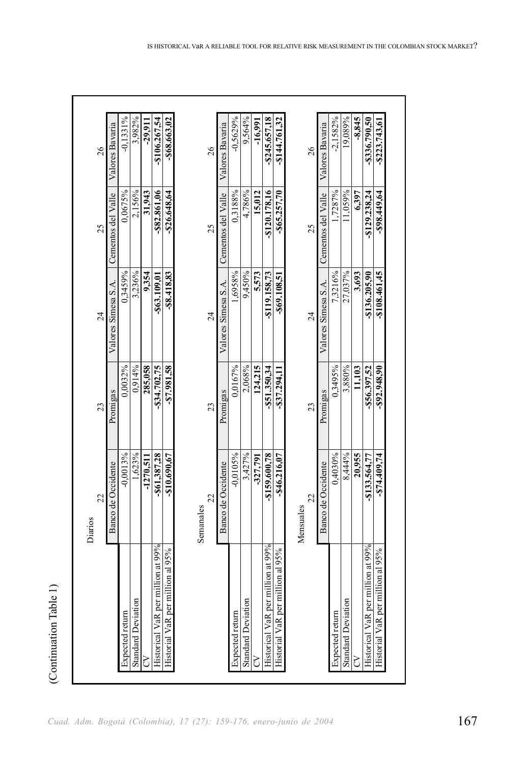(Continuation Table 1)

Diarios

| | 22 | 23 | 24 | 25 | 26 |
|---|---|---|---|---|---|
| | Banco de Occidente | Promigas | Valores Simesa S.A. | Cementos del Valle | Valores Bavaria |
| Expected return | -0,0013% | 0,0032% | 0,3459% | 0,0675% | -0,1331% |
| Standard Deviation | 1,623% | 0,914% | 3,236% | 2,156% | 3,982% |
| CV | **-1270,511** | **285,058** | **9,354** | **31,943** | **-29,911** |
| Historical VaR per million at 99% | **-$61.387,28** | **-$34.702,75** | **-$63.109,01** | **-$82.861,06** | **-$106.267,54** |
| Historial VaR per million al 95% | **-$10.690,67** | **-$7.981,58** | **-$8.418,83** | **-$26.648,64** | **-$68.663,02** |

Semanales

| | 22 | 23 | 24 | 25 | 26 |
|---|---|---|---|---|---|
| | Banco de Occidente | Promigas | Valores Simesa S.A. | Cementos del Valle | Valores Bavaria |
| Expected return | -0,0105% | 0,0167% | 1,6958% | 0,3188% | -0,5629% |
| Standard Deviation | 3,427% | 2,068% | 9,450% | 4,786% | 9,564% |
| CV | **-327,791** | **124,215** | **5,573** | **15,012** | **-16,991** |
| Historical VaR per million at 99% | **-$159.600,78** | **-$51.350,34** | **-$119.158,73** | **-$120.178,16** | **-$245.657,18** |
| Historial VaR per million al 95% | **-$46.216,07** | **-$37.294,11** | **-$69.108,51** | **-$65.257,70** | **-$144.761,32** |

Mensuales

| | 22 | 23 | 24 | 25 | 26 |
|---|---|---|---|---|---|
| | Banco de Occidente | Promigas | Valores Simesa S.A. | Cementos del Valle | Valores Bavaria |
| Expected return | 0,4030% | 0,3495% | 7,3216% | 1,7287% | -2,1582% |
| Standard Deviation | 8,444% | 3,880% | 27,037% | 11,059% | 19,089% |
| CV | **20,955** | **11,103** | **3,693** | **6,397** | **-8,845** |
| Historical VaR per million at 99% | **-$133.564,77** | **-$56.397,52** | **-$136.205,90** | **-$129.238,24** | **-$336.790,50** |
| Historial VaR per million al 95% | **-$74.409,74** | **-$92.948,90** | **-$108.461,45** | **-$98.449,64** | **-$223.743,61** |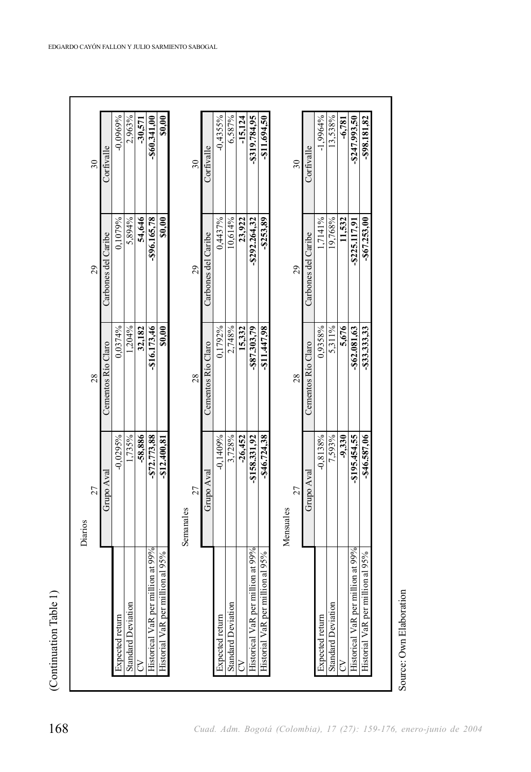(Continuation Table 1)

Diarios

| | 27 | 28 | 29 | 30 |
|---|---|---|---|---|
| | Grupo Aval | Cementos Río Claro | Carbones del Caribe | Corfivalle |
| Expected return | -0,0295% | 0,0374% | 0,1079% | -0,0969% |
| Standard Deviation | 1,735% | 1,204% | 5,894% | 2,963% |
| CV | **-58,886** | **32,182** | **54,646** | **-30,571** |
| Historical VaR per million at 99% | **-$72.773,88** | **-$16.173,46** | **-$96.165,78** | **-$60.341,00** |
| Historical VaR per million al 95% | **-$12.400,81** | **$0,00** | **$0,00** | **$0,00** |

Semanales

| | 27 | 28 | 29 | 30 |
|---|---|---|---|---|
| | Grupo Aval | Cementos Río Claro | Carbones del Caribe | Corfivalle |
| Expected return | -0,1409% | 0,1792% | 0,4437% | -0,4355% |
| Standard Deviation | 3,728% | 2,748% | 10,614% | 6,587% |
| CV | **-26,452** | **15,332** | **23,922** | **-15,124** |
| Historical VaR per million at 99% | **-$158.331,92** | **-$87.303,79** | **-$292.264,32** | **-$319.784,95** |
| Historical VaR per million al 95% | **-$46.724,38** | **-$11.447,98** | **-$253,89** | **-$11.694,50** |

Mensuales

| | 27 | 28 | 29 | 30 |
|---|---|---|---|---|
| | Grupo Aval | Cementos Río Claro | Carbones del Caribe | Corfivalle |
| Expected return | -0,8138% | 0,9358% | 1,7141% | -1,9964% |
| Standard Deviation | 7,593% | 5,311% | 19,768% | 13,538% |
| CV | **-9,330** | **5,676** | **11,532** | **-6,781** |
| Historical VaR per million at 99% | **-$195.454,55** | **-$62.081,63** | **-$225.117,91** | **-$247.993,50** |
| Historical VaR per million al 95% | **-$46.587,06** | **-$33.333,33** | **-$67.253,00** | **-$98.181,82** |

Source: Own Elaboration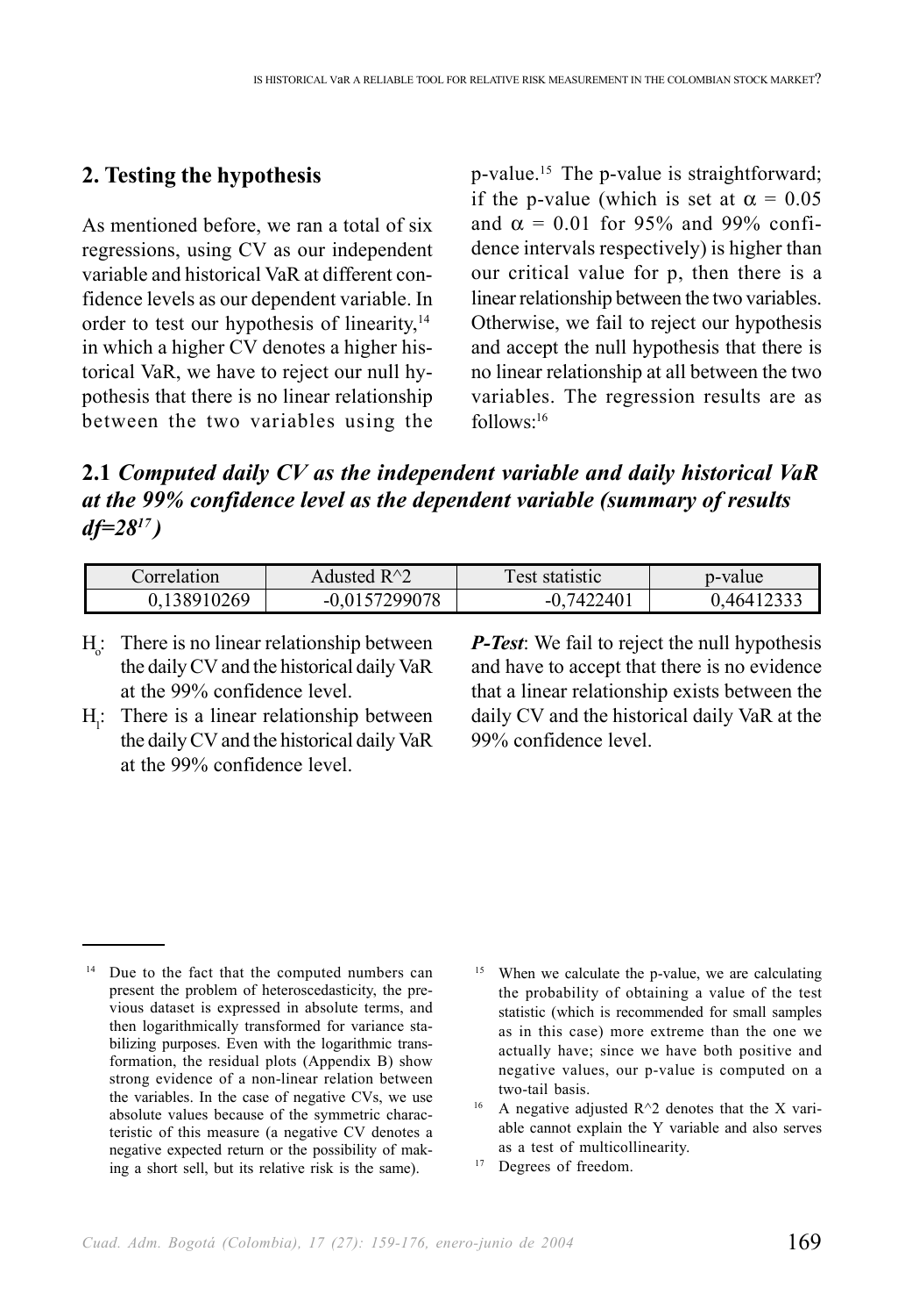## 2. Testing the hypothesis

As mentioned before, we ran a total of six regressions, using CV as our independent variable and historical VaR at different confidence levels as our dependent variable. In order to test our hypothesis of linearity,[14] in which a higher CV denotes a higher historical VaR, we have to reject our null hypothesis that there is no linear relationship between the two variables using the p-value.[15] The p-value is straightforward; if the p-value (which is set at $\alpha = 0.05$ and $\alpha = 0.01$ for 95% and 99% confidence intervals respectively) is higher than our critical value for p, then there is a linear relationship between the two variables. Otherwise, we fail to reject our hypothesis and accept the null hypothesis that there is no linear relationship at all between the two variables. The regression results are as follows:[16]

### 2.1 *Computed daily CV as the independent variable and daily historical VaR at the 99% confidence level as the dependent variable (summary of results df=28[17])*

| Correlation | Adusted R^2 | Test statistic | p-value |
|---|---|---|---|
| 0,138910269 | -0,0157299078 | -0,7422401 | 0,46412333 |

- $H_o$: There is no linear relationship between the daily CV and the historical daily VaR at the 99% confidence level.
- $H_1$: There is a linear relationship between the daily CV and the historical daily VaR at the 99% confidence level.

***P-Test***: We fail to reject the null hypothesis and have to accept that there is no evidence that a linear relationship exists between the daily CV and the historical daily VaR at the 99% confidence level.

---

[14] Due to the fact that the computed numbers can present the problem of heteroscedasticity, the previous dataset is expressed in absolute terms, and then logarithmically transformed for variance stabilizing purposes. Even with the logarithmic transformation, the residual plots (Appendix B) show strong evidence of a non-linear relation between the variables. In the case of negative CVs, we use absolute values because of the symmetric characteristic of this measure (a negative CV denotes a negative expected return or the possibility of making a short sell, but its relative risk is the same).

[15] When we calculate the p-value, we are calculating the probability of obtaining a value of the test statistic (which is recommended for small samples as in this case) more extreme than the one we actually have; since we have both positive and negative values, our p-value is computed on a two-tail basis.

[16] A negative adjusted R^2 denotes that the X variable cannot explain the Y variable and also serves as a test of multicollinearity.

[17] Degrees of freedom.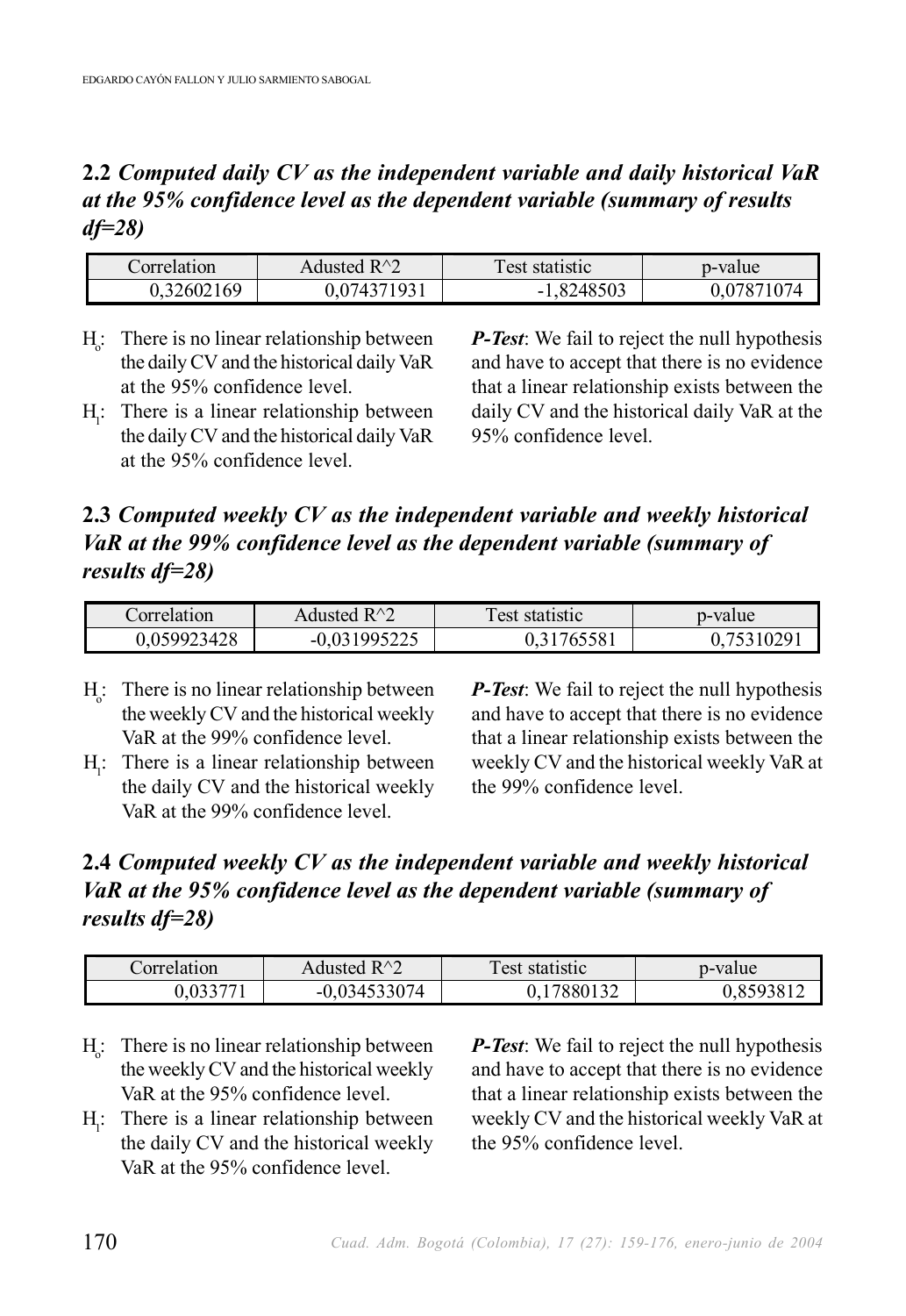### 2.2 *Computed daily CV as the independent variable and daily historical VaR at the 95% confidence level as the dependent variable (summary of results df=28)*

| Correlation | Adusted R^2 | Test statistic | p-value |
|---|---|---|---|
| 0,32602169 | 0,074371931 | -1,8248503 | 0,07871074 |

$H_o$: There is no linear relationship between the daily CV and the historical daily VaR at the 95% confidence level.

$H_1$: There is a linear relationship between the daily CV and the historical daily VaR at the 95% confidence level.

***P-Test***: We fail to reject the null hypothesis and have to accept that there is no evidence that a linear relationship exists between the daily CV and the historical daily VaR at the 95% confidence level.

### 2.3 *Computed weekly CV as the independent variable and weekly historical VaR at the 99% confidence level as the dependent variable (summary of results df=28)*

| Correlation | Adusted R^2 | Test statistic | p-value |
|---|---|---|---|
| 0,059923428 | -0,031995225 | 0,31765581 | 0,75310291 |

$H_o$: There is no linear relationship between the weekly CV and the historical weekly VaR at the 99% confidence level.

$H_1$: There is a linear relationship between the daily CV and the historical weekly VaR at the 99% confidence level.

***P-Test***: We fail to reject the null hypothesis and have to accept that there is no evidence that a linear relationship exists between the weekly CV and the historical weekly VaR at the 99% confidence level.

### 2.4 *Computed weekly CV as the independent variable and weekly historical VaR at the 95% confidence level as the dependent variable (summary of results df=28)*

| Correlation | Adusted R^2 | Test statistic | p-value |
|---|---|---|---|
| 0,033771 | -0,034533074 | 0,17880132 | 0,8593812 |

$H_o$: There is no linear relationship between the weekly CV and the historical weekly VaR at the 95% confidence level.

$H_1$: There is a linear relationship between the daily CV and the historical weekly VaR at the 95% confidence level.

***P-Test***: We fail to reject the null hypothesis and have to accept that there is no evidence that a linear relationship exists between the weekly CV and the historical weekly VaR at the 95% confidence level.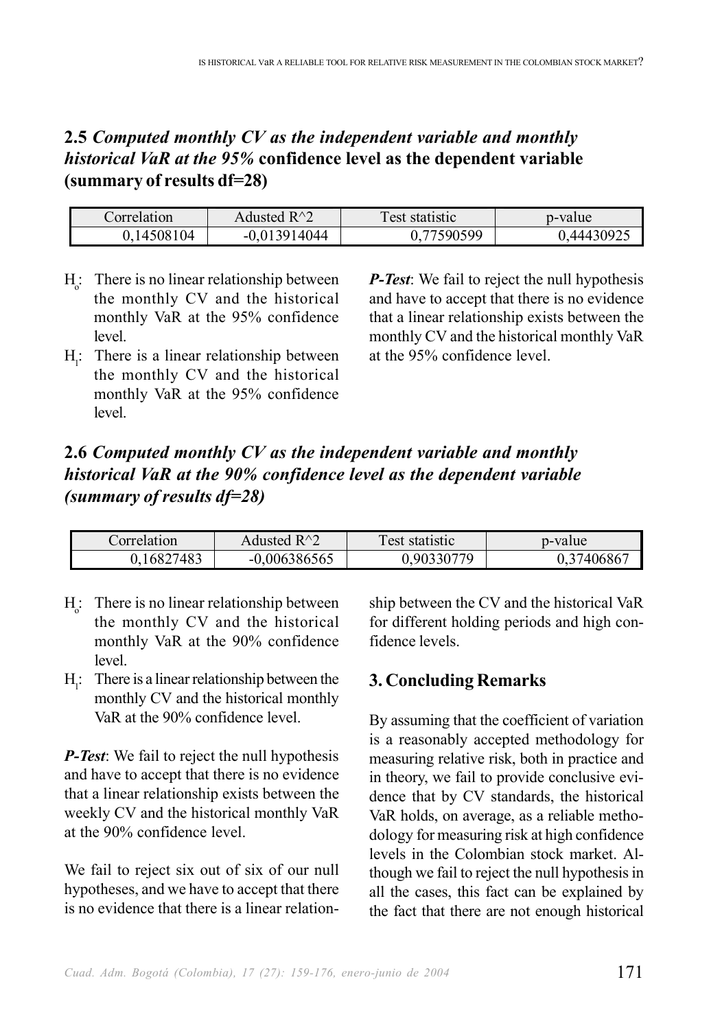### 2.5 *Computed monthly CV as the independent variable and monthly historical VaR at the 95%* confidence level as the dependent variable (summary of results df=28)

| Correlation | Adusted R^2 | Test statistic | p-value |
|---|---|---|---|
| 0,14508104 | -0,013914044 | 0,77590599 | 0,44430925 |

$H_o$: There is no linear relationship between the monthly CV and the historical monthly VaR at the 95% confidence level.

$H_1$: There is a linear relationship between the monthly CV and the historical monthly VaR at the 95% confidence level.

***P-Test***: We fail to reject the null hypothesis and have to accept that there is no evidence that a linear relationship exists between the monthly CV and the historical monthly VaR at the 95% confidence level.

### 2.6 *Computed monthly CV as the independent variable and monthly historical VaR at the 90% confidence level as the dependent variable (summary of results df=28)*

| Correlation | Adusted R^2 | Test statistic | p-value |
|---|---|---|---|
| 0,16827483 | -0,006386565 | 0,90330779 | 0,37406867 |

$H_o$: There is no linear relationship between the monthly CV and the historical monthly VaR at the 90% confidence level.

$H_1$: There is a linear relationship between the monthly CV and the historical monthly VaR at the 90% confidence level.

***P-Test***: We fail to reject the null hypothesis and have to accept that there is no evidence that a linear relationship exists between the weekly CV and the historical monthly VaR at the 90% confidence level.

We fail to reject six out of six of our null hypotheses, and we have to accept that there is no evidence that there is a linear relationship between the CV and the historical VaR for different holding periods and high confidence levels.

## 3. Concluding Remarks

By assuming that the coefficient of variation is a reasonably accepted methodology for measuring relative risk, both in practice and in theory, we fail to provide conclusive evidence that by CV standards, the historical VaR holds, on average, as a reliable methodology for measuring risk at high confidence levels in the Colombian stock market. Although we fail to reject the null hypothesis in all the cases, this fact can be explained by the fact that there are not enough historical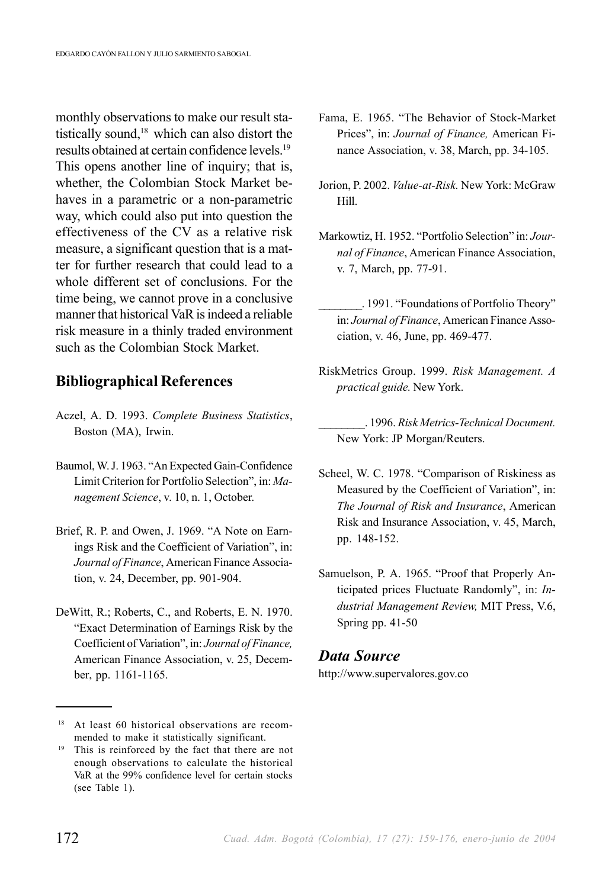monthly observations to make our result statistically sound,[18] which can also distort the results obtained at certain confidence levels.[19] This opens another line of inquiry; that is, whether, the Colombian Stock Market behaves in a parametric or a non-parametric way, which could also put into question the effectiveness of the CV as a relative risk measure, a significant question that is a matter for further research that could lead to a whole different set of conclusions. For the time being, we cannot prove in a conclusive manner that historical VaR is indeed a reliable risk measure in a thinly traded environment such as the Colombian Stock Market.

## Bibliographical References

Aczel, A. D. 1993. *Complete Business Statistics*, Boston (MA), Irwin.

Baumol, W. J. 1963. "An Expected Gain-Confidence Limit Criterion for Portfolio Selection", in: *Management Science*, v. 10, n. 1, October.

Brief, R. P. and Owen, J. 1969. "A Note on Earnings Risk and the Coefficient of Variation", in: *Journal of Finance*, American Finance Association, v. 24, December, pp. 901-904.

DeWitt, R.; Roberts, C., and Roberts, E. N. 1970. "Exact Determination of Earnings Risk by the Coefficient of Variation", in: *Journal of Finance,* American Finance Association, v. 25, December, pp. 1161-1165.

Fama, E. 1965. "The Behavior of Stock-Market Prices", in: *Journal of Finance,* American Finance Association, v. 38, March, pp. 34-105.

Jorion, P. 2002. *Value-at-Risk.* New York: McGraw Hill.

Markowtiz, H. 1952. "Portfolio Selection" in: *Journal of Finance*, American Finance Association, v. 7, March, pp. 77-91.

________. 1991. "Foundations of Portfolio Theory" in: *Journal of Finance*, American Finance Association, v. 46, June, pp. 469-477.

RiskMetrics Group. 1999. *Risk Management. A practical guide.* New York.

________. 1996. *Risk Metrics-Technical Document.* New York: JP Morgan/Reuters.

Scheel, W. C. 1978. "Comparison of Riskiness as Measured by the Coefficient of Variation", in: *The Journal of Risk and Insurance*, American Risk and Insurance Association, v. 45, March, pp. 148-152.

Samuelson, P. A. 1965. "Proof that Properly Anticipated prices Fluctuate Randomly", in: *Industrial Management Review,* MIT Press, V.6, Spring pp. 41-50

### *Data Source*

http://www.supervalores.gov.co

---

[18] At least 60 historical observations are recommended to make it statistically significant.

[19] This is reinforced by the fact that there are not enough observations to calculate the historical VaR at the 99% confidence level for certain stocks (see Table 1).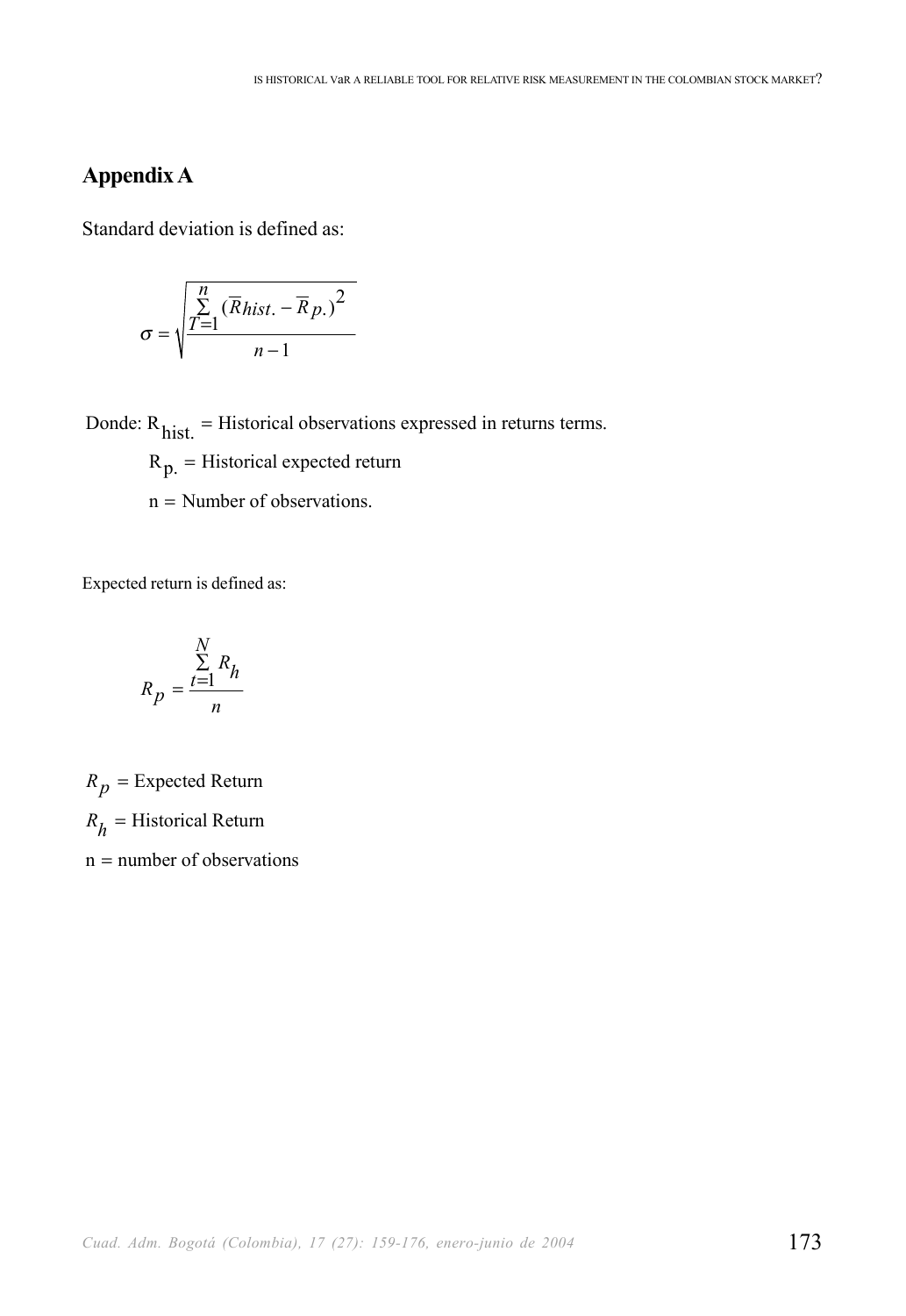## Appendix A

Standard deviation is defined as:

$$\sigma = \sqrt{\frac{\sum_{T=1}^{n} (\overline{R}hist. - \overline{R}p.)^2}{n-1}}$$

Donde: $R_{hist.}$ = Historical observations expressed in returns terms.

$R_{p.}$ = Historical expected return

n = Number of observations.

Expected return is defined as:

$$R_p = \frac{\sum_{t=1}^{N} R_h}{n}$$

$R_p$ = Expected Return

$R_h$ = Historical Return

n = number of observations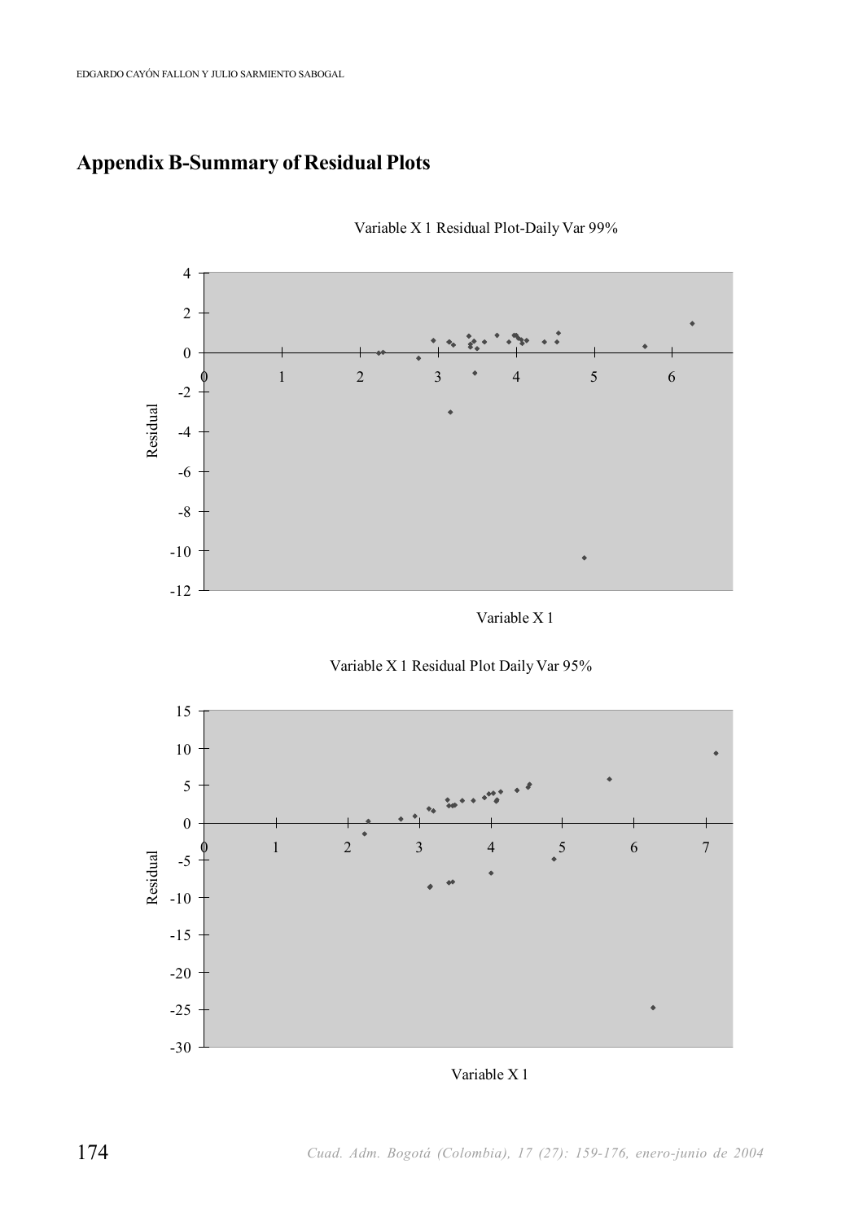## Appendix B-Summary of Residual Plots

Variable X 1 Residual Plot-Daily Var 99%

Variable X 1

Variable X 1 Residual Plot Daily Var 95%

Variable X 1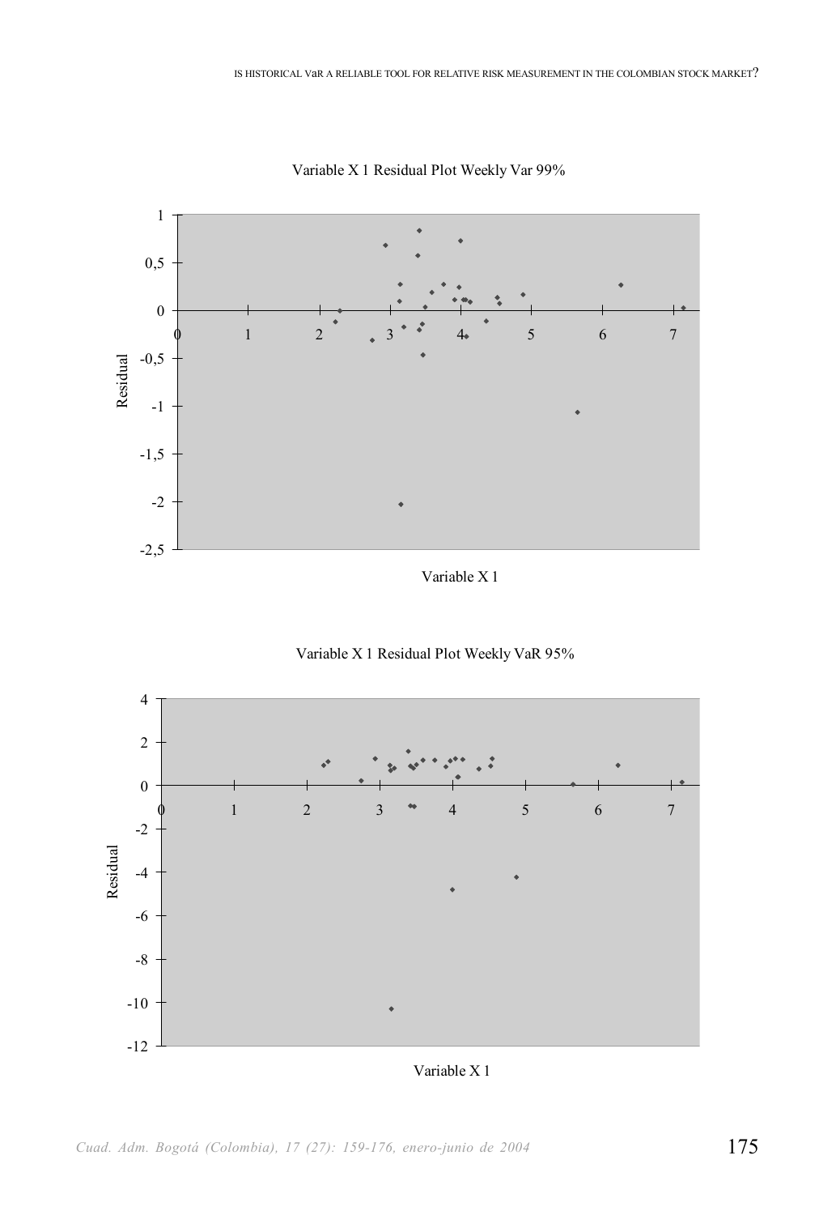Variable X 1 Residual Plot Weekly Var 99%

Variable X 1

Variable X 1 Residual Plot Weekly VaR 95%

Variable X 1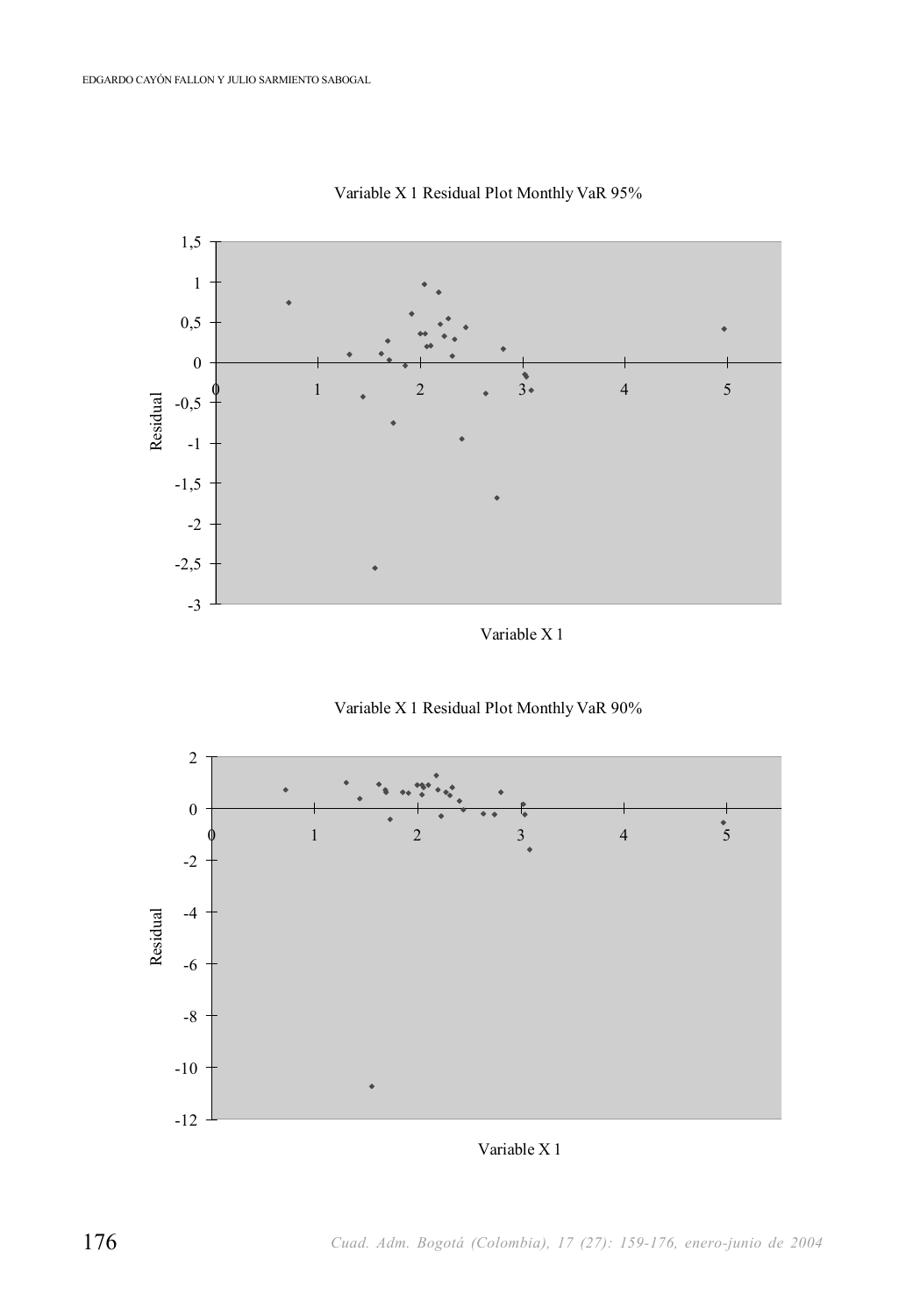Variable X 1 Residual Plot Monthly VaR 95%

Residual

1,5
1
0,5
0
-0,5
-1
-1,5
-2
-2,5
-3

0 1 2 3 4 5

Variable X 1

Variable X 1 Residual Plot Monthly VaR 90%

Residual

2
0
-2
-4
-6
-8
-10
-12

0 1 2 3 4 5

Variable X 1